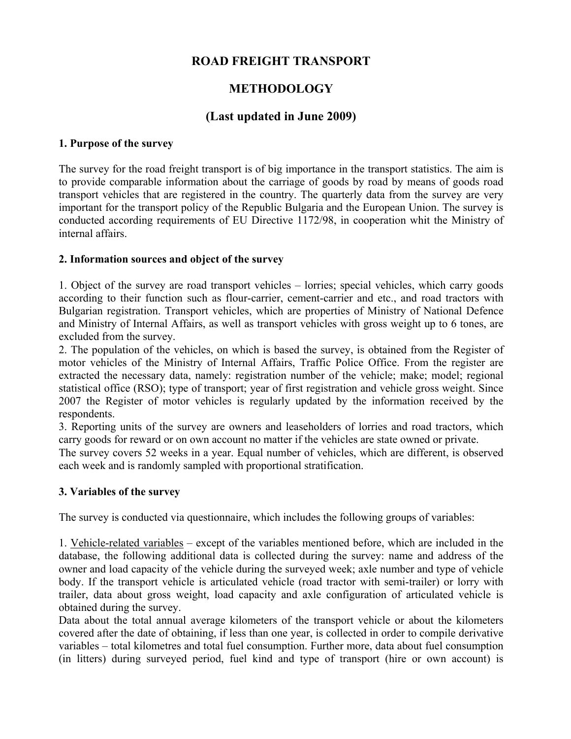# ROAD FREIGHT TRANSPORT

# METHODOLOGY

# (Last updated in June 2009)

## 1. Purpose of the survey

The survey for the road freight transport is of big importance in the transport statistics. The aim is to provide comparable information about the carriage of goods by road by means of goods road transport vehicles that are registered in the country. The quarterly data from the survey are very important for the transport policy of the Republic Bulgaria and the European Union. The survey is conducted according requirements of EU Directive 1172/98, in cooperation whit the Ministry of internal affairs.

## 2. Information sources and object of the survey

1. Object of the survey are road transport vehicles – lorries; special vehicles, which carry goods according to their function such as flour-carrier, cement-carrier and etc., and road tractors with Bulgarian registration. Transport vehicles, which are properties of Ministry of National Defence and Ministry of Internal Affairs, as well as transport vehicles with gross weight up to 6 tones, are excluded from the survey.
2. The population of the vehicles, on which is based the survey, is obtained from the Register of motor vehicles of the Ministry of Internal Affairs, Traffic Police Office. From the register are extracted the necessary data, namely: registration number of the vehicle; make; model; regional statistical office (RSO); type of transport; year of first registration and vehicle gross weight. Since 2007 the Register of motor vehicles is regularly updated by the information received by the respondents.
3. Reporting units of the survey are owners and leaseholders of lorries and road tractors, which carry goods for reward or on own account no matter if the vehicles are state owned or private.

The survey covers 52 weeks in a year. Equal number of vehicles, which are different, is observed each week and is randomly sampled with proportional stratification.

## 3. Variables of the survey

The survey is conducted via questionnaire, which includes the following groups of variables:

1. Vehicle-related variables – except of the variables mentioned before, which are included in the database, the following additional data is collected during the survey: name and address of the owner and load capacity of the vehicle during the surveyed week; axle number and type of vehicle body. If the transport vehicle is articulated vehicle (road tractor with semi-trailer) or lorry with trailer, data about gross weight, load capacity and axle configuration of articulated vehicle is obtained during the survey.

Data about the total annual average kilometers of the transport vehicle or about the kilometers covered after the date of obtaining, if less than one year, is collected in order to compile derivative variables – total kilometres and total fuel consumption. Further more, data about fuel consumption (in litters) during surveyed period, fuel kind and type of transport (hire or own account) is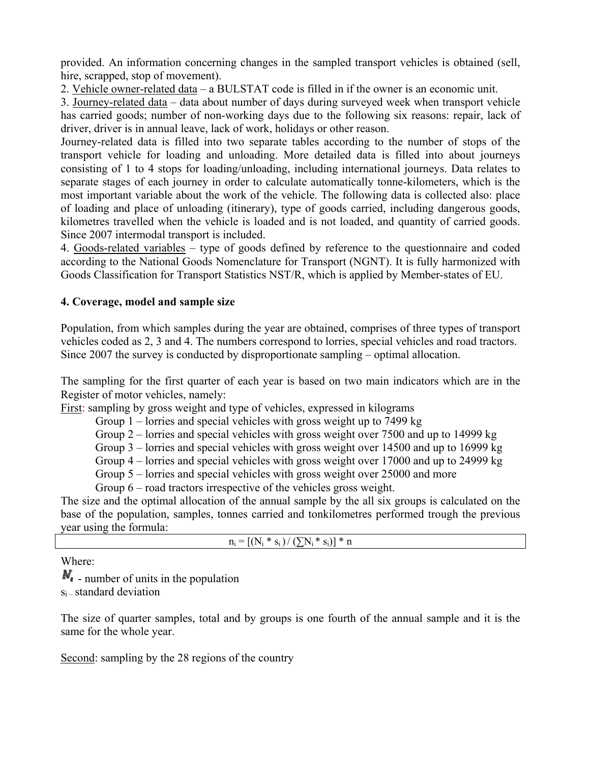provided. An information concerning changes in the sampled transport vehicles is obtained (sell, hire, scrapped, stop of movement).

2. Vehicle owner-related data – a BULSTAT code is filled in if the owner is an economic unit.

3. Journey-related data – data about number of days during surveyed week when transport vehicle has carried goods; number of non-working days due to the following six reasons: repair, lack of driver, driver is in annual leave, lack of work, holidays or other reason.

Journey-related data is filled into two separate tables according to the number of stops of the transport vehicle for loading and unloading. More detailed data is filled into about journeys consisting of 1 to 4 stops for loading/unloading, including international journeys. Data relates to separate stages of each journey in order to calculate automatically tonne-kilometers, which is the most important variable about the work of the vehicle. The following data is collected also: place of loading and place of unloading (itinerary), type of goods carried, including dangerous goods, kilometres travelled when the vehicle is loaded and is not loaded, and quantity of carried goods. Since 2007 intermodal transport is included.

4. Goods-related variables – type of goods defined by reference to the questionnaire and coded according to the National Goods Nomenclature for Transport (NGNT). It is fully harmonized with Goods Classification for Transport Statistics NST/R, which is applied by Member-states of EU.

**4. Coverage, model and sample size**

Population, from which samples during the year are obtained, comprises of three types of transport vehicles coded as 2, 3 and 4. The numbers correspond to lorries, special vehicles and road tractors. Since 2007 the survey is conducted by disproportionate sampling – optimal allocation.

The sampling for the first quarter of each year is based on two main indicators which are in the Register of motor vehicles, namely:

First: sampling by gross weight and type of vehicles, expressed in kilograms

- Group 1 – lorries and special vehicles with gross weight up to 7499 kg
- Group 2 – lorries and special vehicles with gross weight over 7500 and up to 14999 kg
- Group 3 – lorries and special vehicles with gross weight over 14500 and up to 16999 kg
- Group 4 – lorries and special vehicles with gross weight over 17000 and up to 24999 kg
- Group 5 – lorries and special vehicles with gross weight over 25000 and more
- Group 6 – road tractors irrespective of the vehicles gross weight.

The size and the optimal allocation of the annual sample by the all six groups is calculated on the base of the population, samples, tonnes carried and tonkilometres performed trough the previous year using the formula:

$$n_i = [(N_i * s_i) / (\sum N_i * s_i)] * n$$

Where:

$N_i$ - number of units in the population

$s_i$ – standard deviation

The size of quarter samples, total and by groups is one fourth of the annual sample and it is the same for the whole year.

Second: sampling by the 28 regions of the country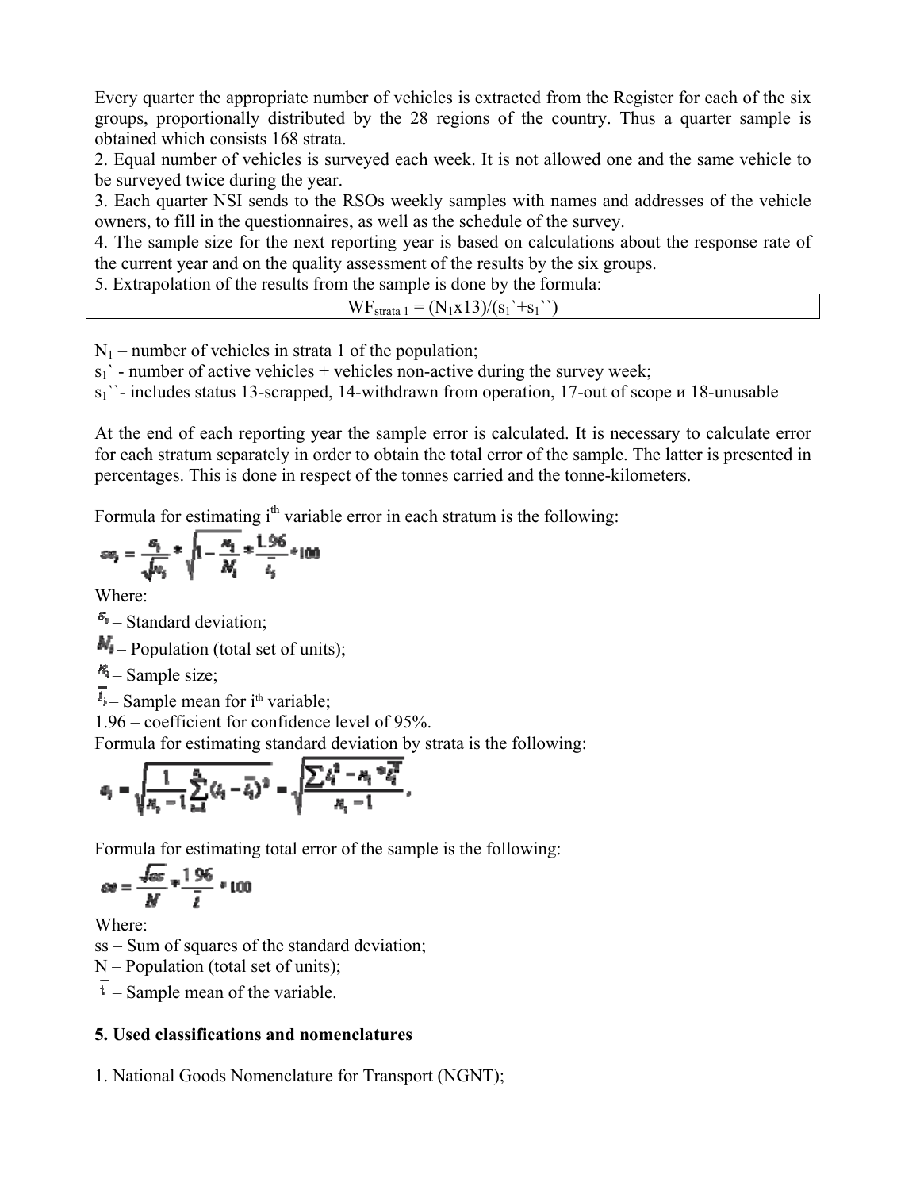Every quarter the appropriate number of vehicles is extracted from the Register for each of the six groups, proportionally distributed by the 28 regions of the country. Thus a quarter sample is obtained which consists 168 strata.

2. Equal number of vehicles is surveyed each week. It is not allowed one and the same vehicle to be surveyed twice during the year.

3. Each quarter NSI sends to the RSOs weekly samples with names and addresses of the vehicle owners, to fill in the questionnaires, as well as the schedule of the survey.

4. The sample size for the next reporting year is based on calculations about the response rate of the current year and on the quality assessment of the results by the six groups.

5. Extrapolation of the results from the sample is done by the formula:

$$WF_{strata\ 1} = (N_1 x 13)/(s_1` + s_1``)$$

$N_1$ – number of vehicles in strata 1 of the population;

$s_1$` - number of active vehicles + vehicles non-active during the survey week;

$s_1$``- includes status 13-scrapped, 14-withdrawn from operation, 17-out of scope и 18-unusable

At the end of each reporting year the sample error is calculated. It is necessary to calculate error for each stratum separately in order to obtain the total error of the sample. The latter is presented in percentages. This is done in respect of the tonnes carried and the tonne-kilometers.

Formula for estimating i[th] variable error in each stratum is the following:

$$se_i = \frac{s_i}{\sqrt{n_i}} * \sqrt{1 - \frac{n_i}{N_i}} * \frac{1.96}{\bar{t}_i} * 100$$

Where:

$s_i$ – Standard deviation;

$N_i$ – Population (total set of units);

$n_i$ – Sample size;

$\bar{t}_i$ – Sample mean for i[th] variable;

1.96 – coefficient for confidence level of 95%.

Formula for estimating standard deviation by strata is the following:

$$s_i = \sqrt{\frac{1}{n_i - 1} \sum_{i=1}^{n_i} (t_i - \bar{t}_i)^2} = \sqrt{\frac{\sum t_i^2 - n_i * \bar{t}_i^2}{n_i - 1}},$$

Formula for estimating total error of the sample is the following:

$$se = \frac{\sqrt{ss}}{N} * \frac{1.96}{\bar{t}} * 100$$

Where:

ss – Sum of squares of the standard deviation;

N – Population (total set of units);

$\bar{t}$ – Sample mean of the variable.

**5. Used classifications and nomenclatures**

1. National Goods Nomenclature for Transport (NGNT);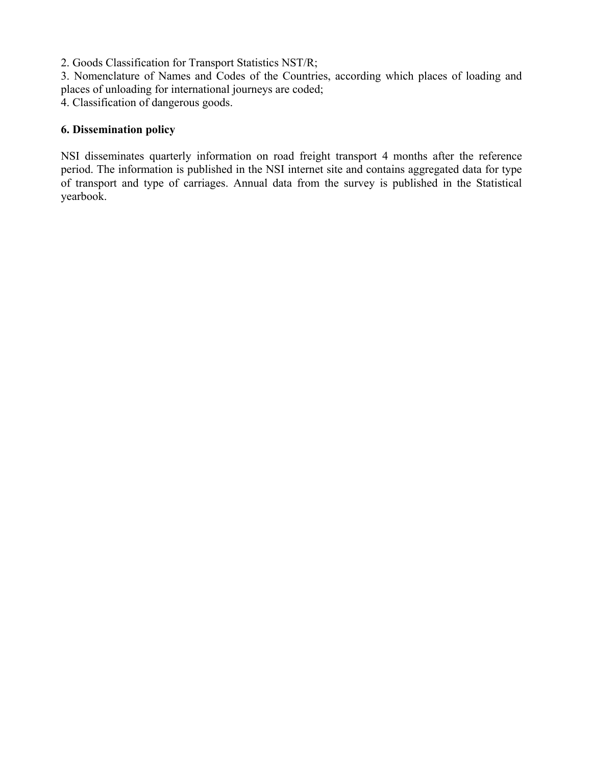2. Goods Classification for Transport Statistics NST/R;
3. Nomenclature of Names and Codes of the Countries, according which places of loading and places of unloading for international journeys are coded;
4. Classification of dangerous goods.

**6. Dissemination policy**

NSI disseminates quarterly information on road freight transport 4 months after the reference period. The information is published in the NSI internet site and contains aggregated data for type of transport and type of carriages. Annual data from the survey is published in the Statistical yearbook.